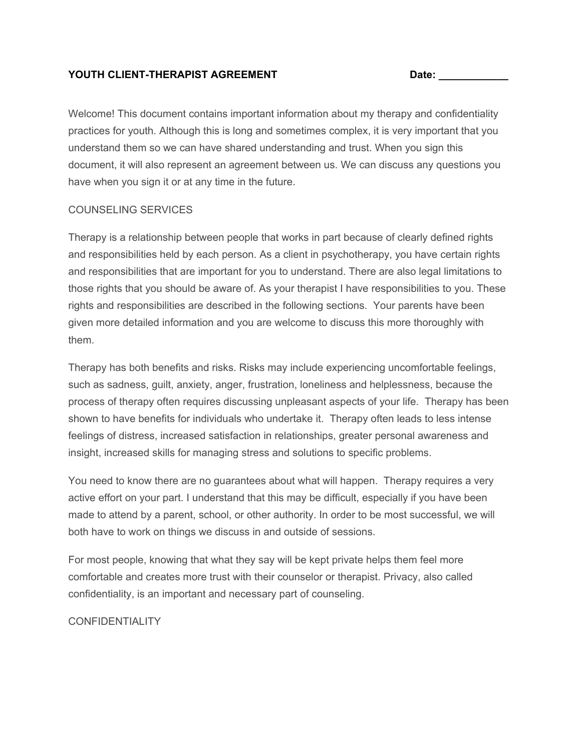**YOUTH CLIENT-THERAPIST AGREEMENT** **Date: ____________**

Welcome! This document contains important information about my therapy and confidentiality practices for youth. Although this is long and sometimes complex, it is very important that you understand them so we can have shared understanding and trust. When you sign this document, it will also represent an agreement between us. We can discuss any questions you have when you sign it or at any time in the future.

## COUNSELING SERVICES

Therapy is a relationship between people that works in part because of clearly defined rights and responsibilities held by each person. As a client in psychotherapy, you have certain rights and responsibilities that are important for you to understand. There are also legal limitations to those rights that you should be aware of. As your therapist I have responsibilities to you. These rights and responsibilities are described in the following sections. Your parents have been given more detailed information and you are welcome to discuss this more thoroughly with them.

Therapy has both benefits and risks. Risks may include experiencing uncomfortable feelings, such as sadness, guilt, anxiety, anger, frustration, loneliness and helplessness, because the process of therapy often requires discussing unpleasant aspects of your life. Therapy has been shown to have benefits for individuals who undertake it. Therapy often leads to less intense feelings of distress, increased satisfaction in relationships, greater personal awareness and insight, increased skills for managing stress and solutions to specific problems.

You need to know there are no guarantees about what will happen. Therapy requires a very active effort on your part. I understand that this may be difficult, especially if you have been made to attend by a parent, school, or other authority. In order to be most successful, we will both have to work on things we discuss in and outside of sessions.

For most people, knowing that what they say will be kept private helps them feel more comfortable and creates more trust with their counselor or therapist. Privacy, also called confidentiality, is an important and necessary part of counseling.

## CONFIDENTIALITY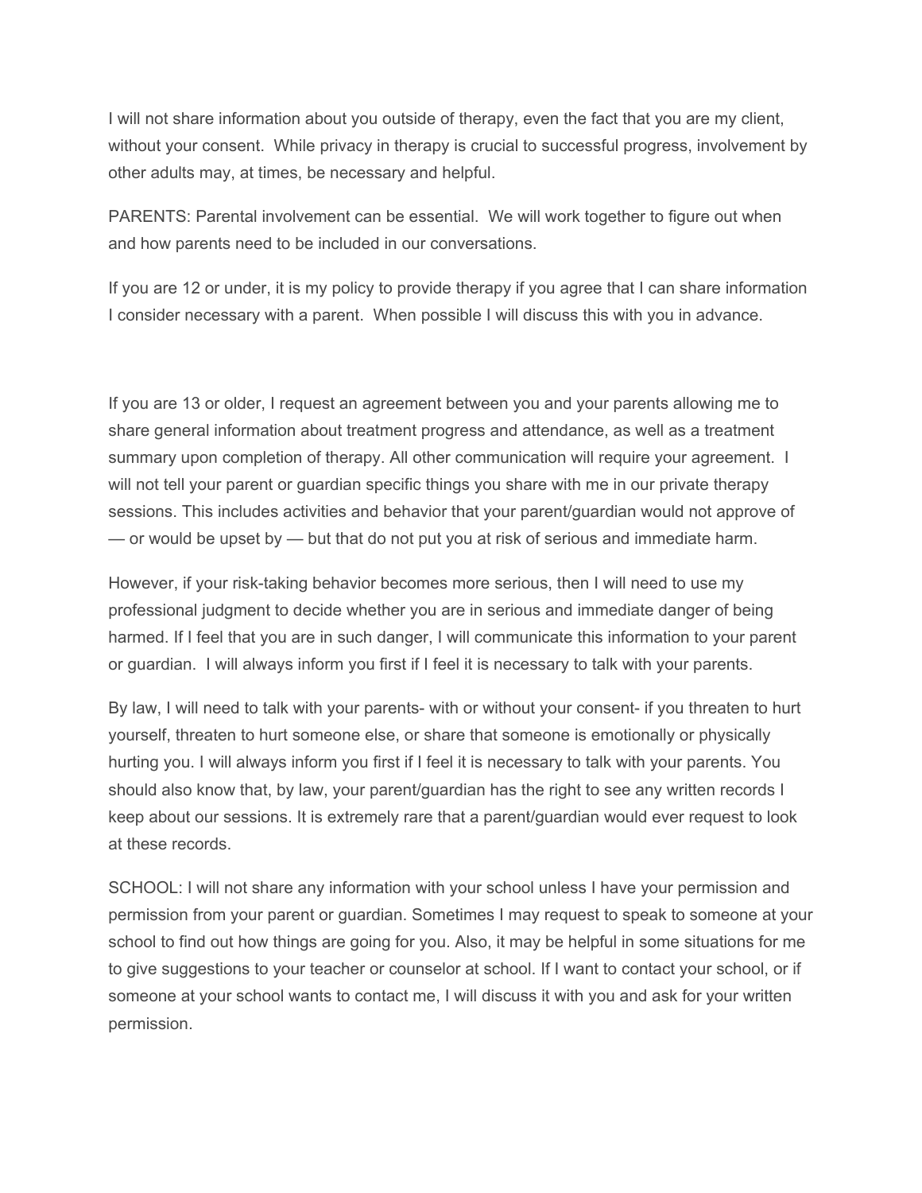I will not share information about you outside of therapy, even the fact that you are my client, without your consent.  While privacy in therapy is crucial to successful progress, involvement by other adults may, at times, be necessary and helpful.

PARENTS: Parental involvement can be essential.  We will work together to figure out when and how parents need to be included in our conversations.

If you are 12 or under, it is my policy to provide therapy if you agree that I can share information I consider necessary with a parent.  When possible I will discuss this with you in advance.

If you are 13 or older, I request an agreement between you and your parents allowing me to share general information about treatment progress and attendance, as well as a treatment summary upon completion of therapy. All other communication will require your agreement.  I will not tell your parent or guardian specific things you share with me in our private therapy sessions. This includes activities and behavior that your parent/guardian would not approve of — or would be upset by — but that do not put you at risk of serious and immediate harm.

However, if your risk-taking behavior becomes more serious, then I will need to use my professional judgment to decide whether you are in serious and immediate danger of being harmed. If I feel that you are in such danger, I will communicate this information to your parent or guardian.  I will always inform you first if I feel it is necessary to talk with your parents.

By law, I will need to talk with your parents- with or without your consent- if you threaten to hurt yourself, threaten to hurt someone else, or share that someone is emotionally or physically hurting you. I will always inform you first if I feel it is necessary to talk with your parents. You should also know that, by law, your parent/guardian has the right to see any written records I keep about our sessions. It is extremely rare that a parent/guardian would ever request to look at these records.

SCHOOL: I will not share any information with your school unless I have your permission and permission from your parent or guardian. Sometimes I may request to speak to someone at your school to find out how things are going for you. Also, it may be helpful in some situations for me to give suggestions to your teacher or counselor at school. If I want to contact your school, or if someone at your school wants to contact me, I will discuss it with you and ask for your written permission.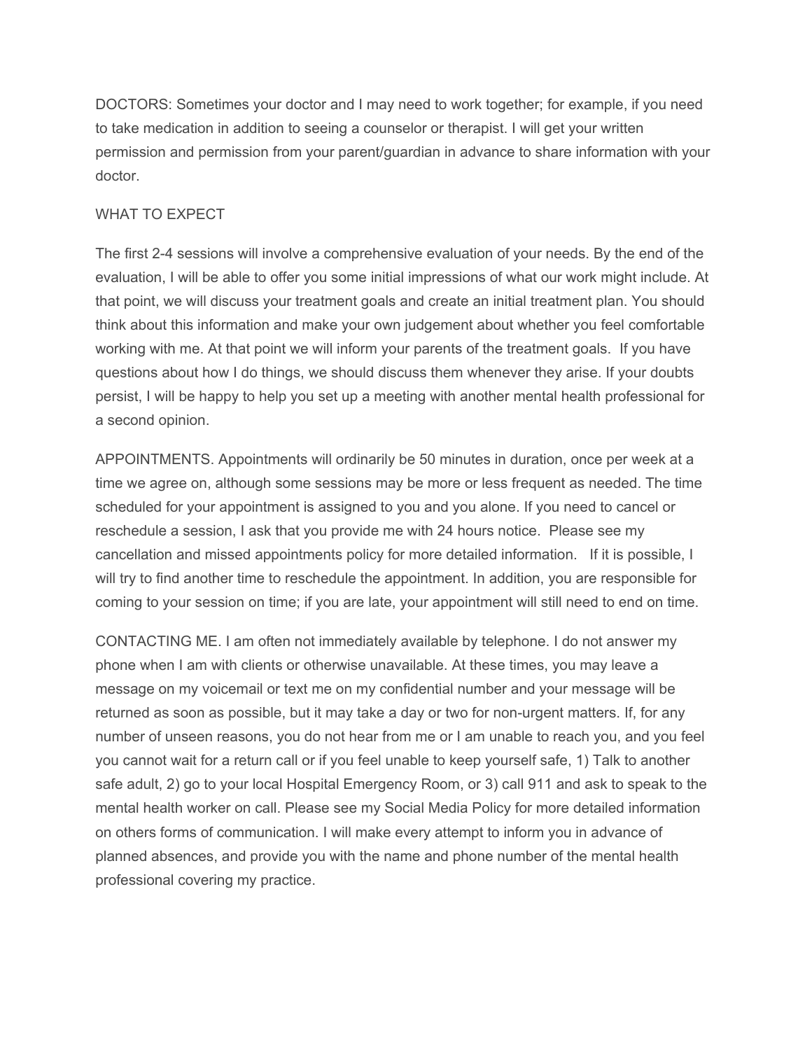DOCTORS: Sometimes your doctor and I may need to work together; for example, if you need to take medication in addition to seeing a counselor or therapist. I will get your written permission and permission from your parent/guardian in advance to share information with your doctor.

WHAT TO EXPECT

The first 2-4 sessions will involve a comprehensive evaluation of your needs. By the end of the evaluation, I will be able to offer you some initial impressions of what our work might include. At that point, we will discuss your treatment goals and create an initial treatment plan. You should think about this information and make your own judgement about whether you feel comfortable working with me. At that point we will inform your parents of the treatment goals. If you have questions about how I do things, we should discuss them whenever they arise. If your doubts persist, I will be happy to help you set up a meeting with another mental health professional for a second opinion.

APPOINTMENTS. Appointments will ordinarily be 50 minutes in duration, once per week at a time we agree on, although some sessions may be more or less frequent as needed. The time scheduled for your appointment is assigned to you and you alone. If you need to cancel or reschedule a session, I ask that you provide me with 24 hours notice. Please see my cancellation and missed appointments policy for more detailed information. If it is possible, I will try to find another time to reschedule the appointment. In addition, you are responsible for coming to your session on time; if you are late, your appointment will still need to end on time.

CONTACTING ME. I am often not immediately available by telephone. I do not answer my phone when I am with clients or otherwise unavailable. At these times, you may leave a message on my voicemail or text me on my confidential number and your message will be returned as soon as possible, but it may take a day or two for non-urgent matters. If, for any number of unseen reasons, you do not hear from me or I am unable to reach you, and you feel you cannot wait for a return call or if you feel unable to keep yourself safe, 1) Talk to another safe adult, 2) go to your local Hospital Emergency Room, or 3) call 911 and ask to speak to the mental health worker on call. Please see my Social Media Policy for more detailed information on others forms of communication. I will make every attempt to inform you in advance of planned absences, and provide you with the name and phone number of the mental health professional covering my practice.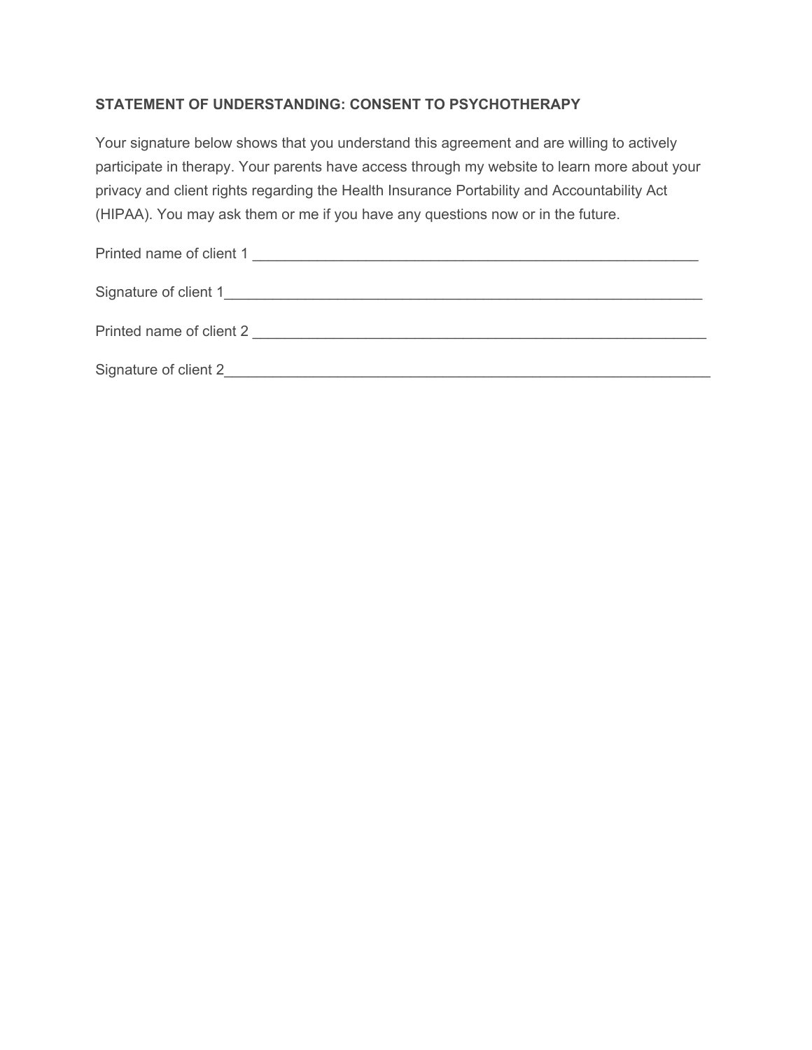**STATEMENT OF UNDERSTANDING: CONSENT TO PSYCHOTHERAPY**

Your signature below shows that you understand this agreement and are willing to actively participate in therapy. Your parents have access through my website to learn more about your privacy and client rights regarding the Health Insurance Portability and Accountability Act (HIPAA). You may ask them or me if you have any questions now or in the future.

Printed name of client 1 ____________________________________________________________

Signature of client 1_______________________________________________________________

Printed name of client 2 _____________________________________________________________

Signature of client 2_________________________________________________________________